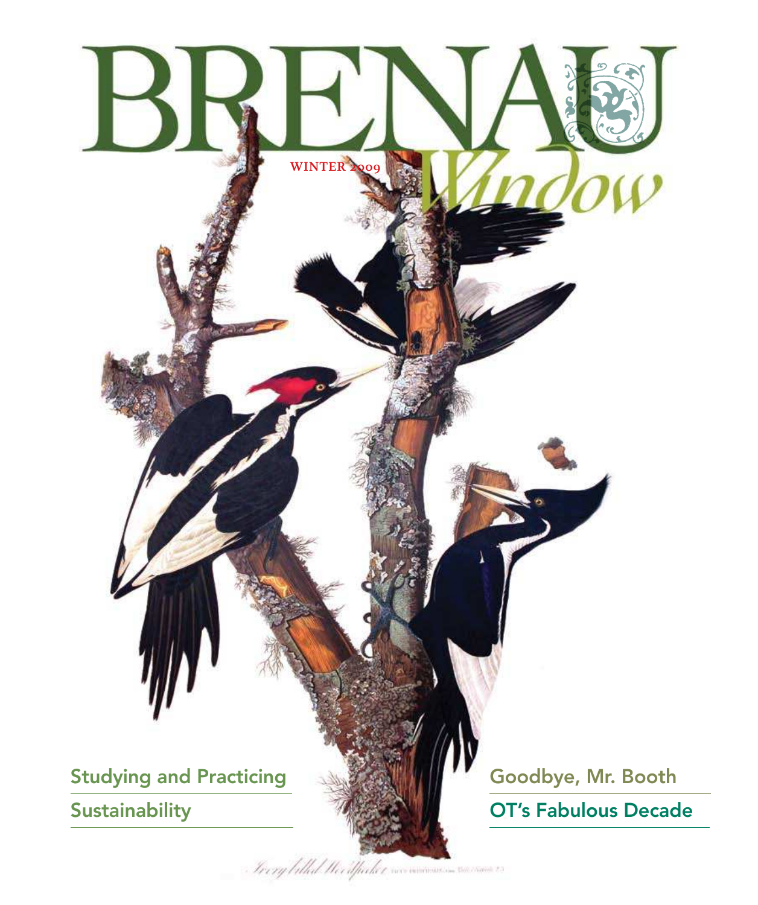# BRENAU Window

WINTER 2009

Studying and Practicing Sustainability

Goodbye, Mr. Booth

OT's Fabulous Decade

Ivory billed Woodpecker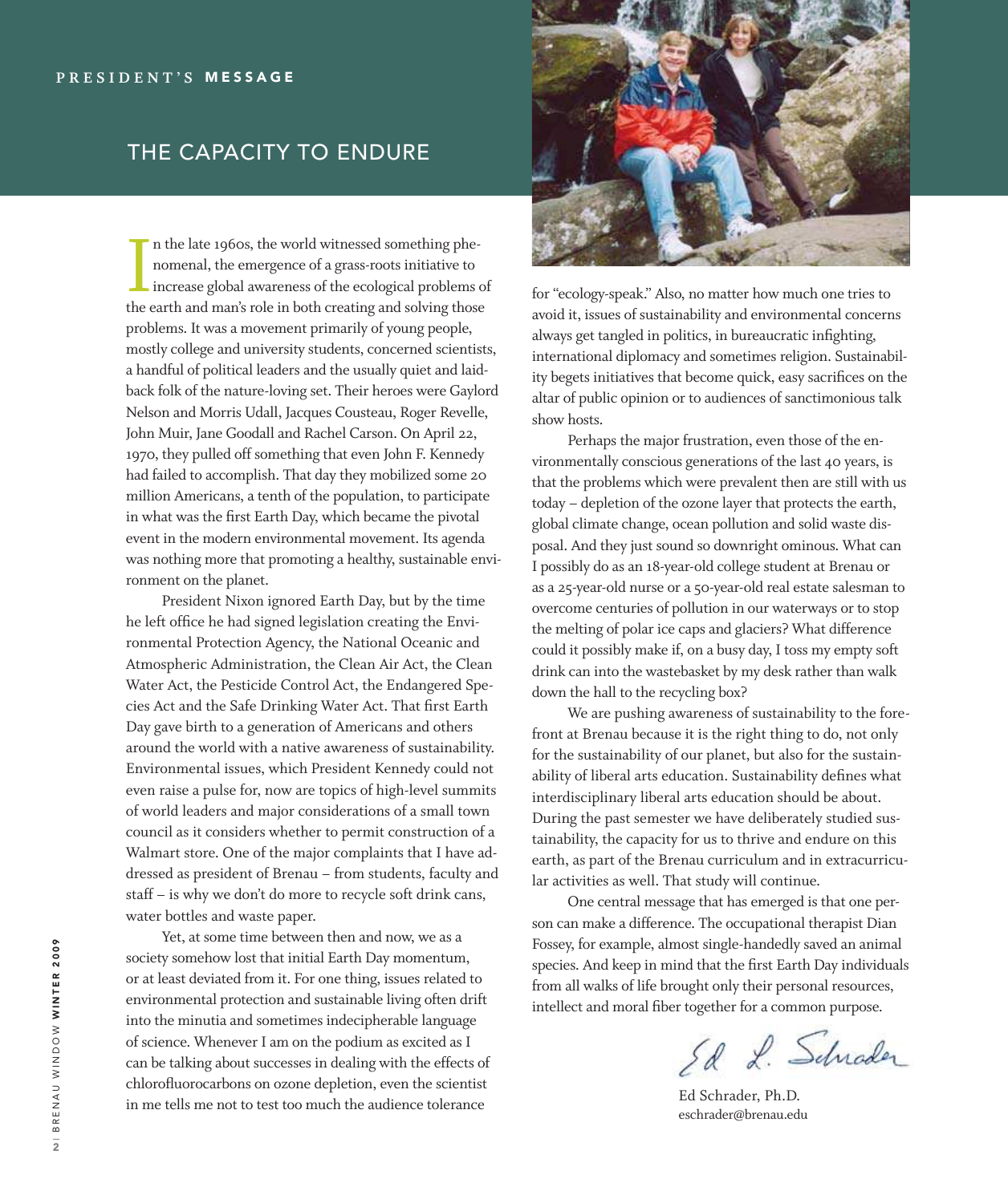PRESIDENT'S **MESSAGE**

# THE CAPACITY TO ENDURE

In the late 1960s, the world witnessed something phenomenal, the emergence of a grass-roots initiative to increase global awareness of the ecological problems of the earth and man's role in both creating and solving those problems. It was a movement primarily of young people, mostly college and university students, concerned scientists, a handful of political leaders and the usually quiet and laid-back folk of the nature-loving set. Their heroes were Gaylord Nelson and Morris Udall, Jacques Cousteau, Roger Revelle, John Muir, Jane Goodall and Rachel Carson. On April 22, 1970, they pulled off something that even John F. Kennedy had failed to accomplish. That day they mobilized some 20 million Americans, a tenth of the population, to participate in what was the first Earth Day, which became the pivotal event in the modern environmental movement. Its agenda was nothing more that promoting a healthy, sustainable environment on the planet.

President Nixon ignored Earth Day, but by the time he left office he had signed legislation creating the Environmental Protection Agency, the National Oceanic and Atmospheric Administration, the Clean Air Act, the Clean Water Act, the Pesticide Control Act, the Endangered Species Act and the Safe Drinking Water Act. That first Earth Day gave birth to a generation of Americans and others around the world with a native awareness of sustainability. Environmental issues, which President Kennedy could not even raise a pulse for, now are topics of high-level summits of world leaders and major considerations of a small town council as it considers whether to permit construction of a Walmart store. One of the major complaints that I have addressed as president of Brenau – from students, faculty and staff – is why we don't do more to recycle soft drink cans, water bottles and waste paper.

Yet, at some time between then and now, we as a society somehow lost that initial Earth Day momentum, or at least deviated from it. For one thing, issues related to environmental protection and sustainable living often drift into the minutia and sometimes indecipherable language of science. Whenever I am on the podium as excited as I can be talking about successes in dealing with the effects of chlorofluorocarbons on ozone depletion, even the scientist in me tells me not to test too much the audience tolerance for "ecology-speak." Also, no matter how much one tries to avoid it, issues of sustainability and environmental concerns always get tangled in politics, in bureaucratic infighting, international diplomacy and sometimes religion. Sustainability begets initiatives that become quick, easy sacrifices on the altar of public opinion or to audiences of sanctimonious talk show hosts.

Perhaps the major frustration, even those of the environmentally conscious generations of the last 40 years, is that the problems which were prevalent then are still with us today – depletion of the ozone layer that protects the earth, global climate change, ocean pollution and solid waste disposal. And they just sound so downright ominous. What can I possibly do as an 18-year-old college student at Brenau or as a 25-year-old nurse or a 50-year-old real estate salesman to overcome centuries of pollution in our waterways or to stop the melting of polar ice caps and glaciers? What difference could it possibly make if, on a busy day, I toss my empty soft drink can into the wastebasket by my desk rather than walk down the hall to the recycling box?

We are pushing awareness of sustainability to the forefront at Brenau because it is the right thing to do, not only for the sustainability of our planet, but also for the sustainability of liberal arts education. Sustainability defines what interdisciplinary liberal arts education should be about. During the past semester we have deliberately studied sustainability, the capacity for us to thrive and endure on this earth, as part of the Brenau curriculum and in extracurricular activities as well. That study will continue.

One central message that has emerged is that one person can make a difference. The occupational therapist Dian Fossey, for example, almost single-handedly saved an animal species. And keep in mind that the first Earth Day individuals from all walks of life brought only their personal resources, intellect and moral fiber together for a common purpose.

Ed L. Schrader

Ed Schrader, Ph.D.
eschrader@brenau.edu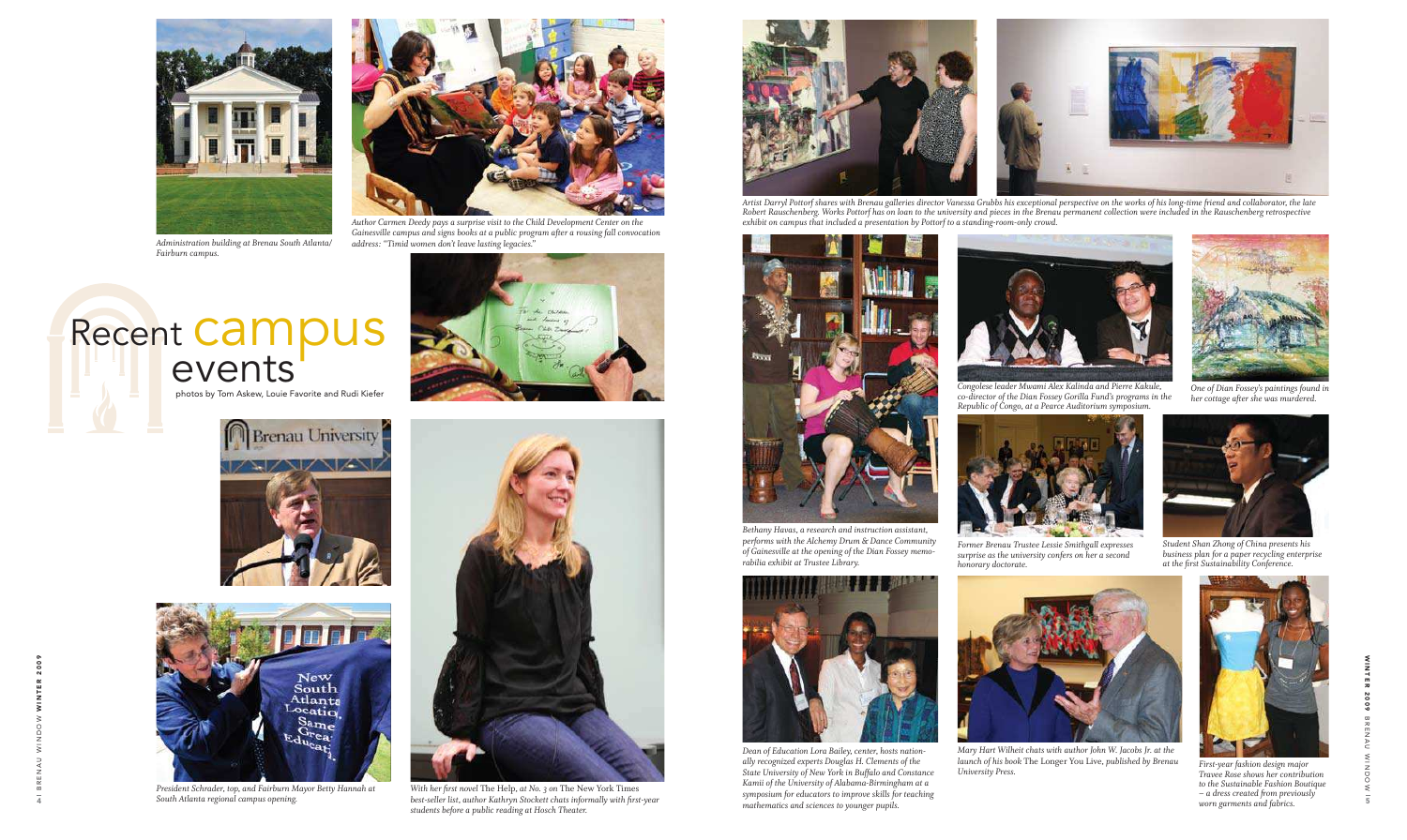# Recent campus events

photos by Tom Askew, Louie Favorite and Rudi Kiefer

*Administration building at Brenau South Atlanta/ Fairburn campus.*

*Author Carmen Deedy pays a surprise visit to the Child Development Center on the Gainesville campus and signs books at a public program after a rousing fall convocation address: "Timid women don't leave lasting legacies."*

*President Schrader, top, and Fairburn Mayor Betty Hannah at South Atlanta regional campus opening.*

*With her first novel* The Help*, at No. 3 on* The New York Times *best-seller list, author Kathryn Stockett chats informally with first-year students before a public reading at Hosch Theater.*

*Artist Darryl Pottorf shares with Brenau galleries director Vanessa Grubbs his exceptional perspective on the works of his long-time friend and collaborator, the late Robert Rauschenberg. Works Pottorf has on loan to the university and pieces in the Brenau permanent collection were included in the Rauschenberg retrospective exhibit on campus that included a presentation by Pottorf to a standing-room-only crowd.*

*Bethany Havas, a research and instruction assistant, performs with the Alchemy Drum & Dance Community of Gainesville at the opening of the Dian Fossey memorabilia exhibit at Trustee Library.*

*Congolese leader Mwami Alex Kalinda and Pierre Kakule, co-director of the Dian Fossey Gorilla Fund's programs in the Republic of Congo, at a Pearce Auditorium symposium.*

*One of Dian Fossey's paintings found in her cottage after she was murdered.*

*Former Brenau Trustee Lessie Smithgall expresses surprise as the university confers on her a second honorary doctorate.*

*Student Shan Zhong of China presents his business plan for a paper recycling enterprise at the first Sustainability Conference.*

*Dean of Education Lora Bailey, center, hosts nationally recognized experts Douglas H. Clements of the State University of New York in Buffalo and Constance Kamii of the University of Alabama-Birmingham at a symposium for educators to improve skills for teaching mathematics and sciences to younger pupils.*

*Mary Hart Wilheit chats with author John W. Jacobs Jr. at the launch of his book* The Longer You Live*, published by Brenau University Press.*

*First-year fashion design major Travee Rose shows her contribution to the Sustainable Fashion Boutique – a dress created from previously worn garments and fabrics.*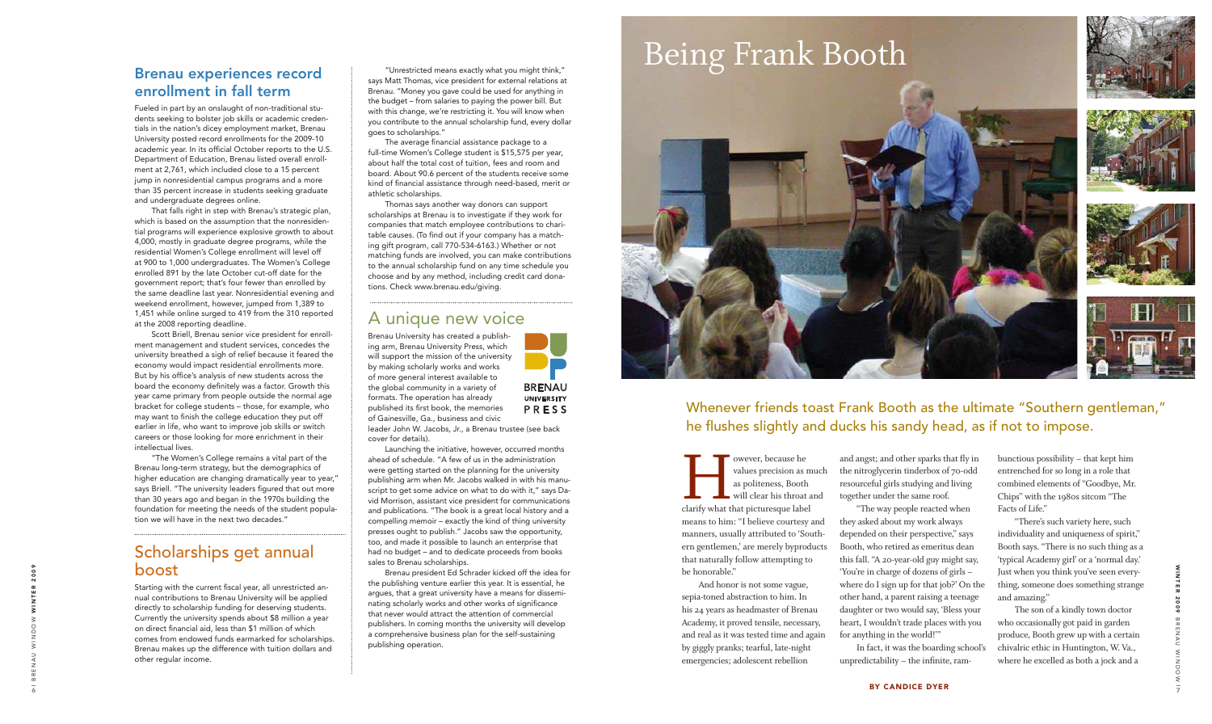## Brenau experiences record enrollment in fall term

Fueled in part by an onslaught of non-traditional students seeking to bolster job skills or academic credentials in the nation's dicey employment market, Brenau University posted record enrollments for the 2009-10 academic year. In its official October reports to the U.S. Department of Education, Brenau listed overall enrollment at 2,761, which included close to a 15 percent jump in nonresidential campus programs and a more than 35 percent increase in students seeking graduate and undergraduate degrees online.

That falls right in step with Brenau's strategic plan, which is based on the assumption that the nonresidential programs will experience explosive growth to about 4,000, mostly in graduate degree programs, while the residential Women's College enrollment will level off at 900 to 1,000 undergraduates. The Women's College enrolled 891 by the late October cut-off date for the government report; that's four fewer than enrolled by the same deadline last year. Nonresidential evening and weekend enrollment, however, jumped from 1,389 to 1,451 while online surged to 419 from the 310 reported at the 2008 reporting deadline.

Scott Briell, Brenau senior vice president for enrollment management and student services, concedes the university breathed a sigh of relief because it feared the economy would impact residential enrollments more. But by his office's analysis of new students across the board the economy definitely was a factor. Growth this year came primary from people outside the normal age bracket for college students – those, for example, who may want to finish the college education they put off earlier in life, who want to improve job skills or switch careers or those looking for more enrichment in their intellectual lives.

"The Women's College remains a vital part of the Brenau long-term strategy, but the demographics of higher education are changing dramatically year to year," says Briell. "The university leaders figured that out more than 30 years ago and began in the 1970s building the foundation for meeting the needs of the student population we will have in the next two decades."

## Scholarships get annual boost

Starting with the current fiscal year, all unrestricted annual contributions to Brenau University will be applied directly to scholarship funding for deserving students. Currently the university spends about $8 million a year on direct financial aid, less than $1 million of which comes from endowed funds earmarked for scholarships. Brenau makes up the difference with tuition dollars and other regular income.

"Unrestricted means exactly what you might think," says Matt Thomas, vice president for external relations at Brenau. "Money you gave could be used for anything in the budget – from salaries to paying the power bill. But with this change, we're restricting it. You will know when you contribute to the annual scholarship fund, every dollar goes to scholarships."

The average financial assistance package to a full-time Women's College student is $15,575 per year, about half the total cost of tuition, fees and room and board. About 90.6 percent of the students receive some kind of financial assistance through need-based, merit or athletic scholarships.

Thomas says another way donors can support scholarships at Brenau is to investigate if they work for companies that match employee contributions to charitable causes. (To find out if your company has a matching gift program, call 770-534-6163.) Whether or not matching funds are involved, you can make contributions to the annual scholarship fund on any time schedule you choose and by any method, including credit card donations. Check www.brenau.edu/giving.

## A unique new voice

Brenau University has created a publishing arm, Brenau University Press, which will support the mission of the university by making scholarly works and works of more general interest available to the global community in a variety of formats. The operation has already published its first book, the memories of Gainesville, Ga., business and civic leader John W. Jacobs, Jr., a Brenau trustee (see back cover for details).

BRENAU UNIVERSITY PRESS

Launching the initiative, however, occurred months ahead of schedule. "A few of us in the administration were getting started on the planning for the university publishing arm when Mr. Jacobs walked in with his manuscript to get some advice on what to do with it," says David Morrison, assistant vice president for communications and publications. "The book is a great local history and a compelling memoir – exactly the kind of thing university presses ought to publish." Jacobs saw the opportunity, too, and made it possible to launch an enterprise that had no budget – and to dedicate proceeds from books sales to Brenau scholarships.

Brenau president Ed Schrader kicked off the idea for the publishing venture earlier this year. It is essential, he argues, that a great university have a means for disseminating scholarly works and other works of significance that never would attract the attention of commercial publishers. In coming months the university will develop a comprehensive business plan for the self-sustaining publishing operation.

# Being Frank Booth

Whenever friends toast Frank Booth as the ultimate "Southern gentleman," he flushes slightly and ducks his sandy head, as if not to impose.

However, because he values precision as much as politeness, Booth will clear his throat and clarify what that picturesque label means to him: "I believe courtesy and manners, usually attributed to 'Southern gentlemen,' are merely byproducts that naturally follow attempting to be honorable."

And honor is not some vague, sepia-toned abstraction to him. In his 24 years as headmaster of Brenau Academy, it proved tensile, necessary, and real as it was tested time and again by giggly pranks; tearful, late-night emergencies; adolescent rebellion and angst; and other sparks that fly in the nitroglycerin tinderbox of 70-odd resourceful girls studying and living together under the same roof.

"The way people reacted when they asked about my work always depended on their perspective," says Booth, who retired as emeritus dean this fall. "A 20-year-old guy might say, 'You're in charge of dozens of girls – where do I sign up for that job?' On the other hand, a parent raising a teenage daughter or two would say, 'Bless your heart, I wouldn't trade places with you for anything in the world!'"

In fact, it was the boarding school's unpredictability – the infinite, rambunctious possibility – that kept him entrenched for so long in a role that combined elements of "Goodbye, Mr. Chips" with the 1980s sitcom "The Facts of Life."

"There's such variety here, such individuality and uniqueness of spirit," Booth says. "There is no such thing as a 'typical Academy girl' or a 'normal day.' Just when you think you've seen everything, someone does something strange and amazing."

The son of a kindly town doctor who occasionally got paid in garden produce, Booth grew up with a certain chivalric ethic in Huntington, W. Va., where he excelled as both a jock and a

**BY CANDICE DYER**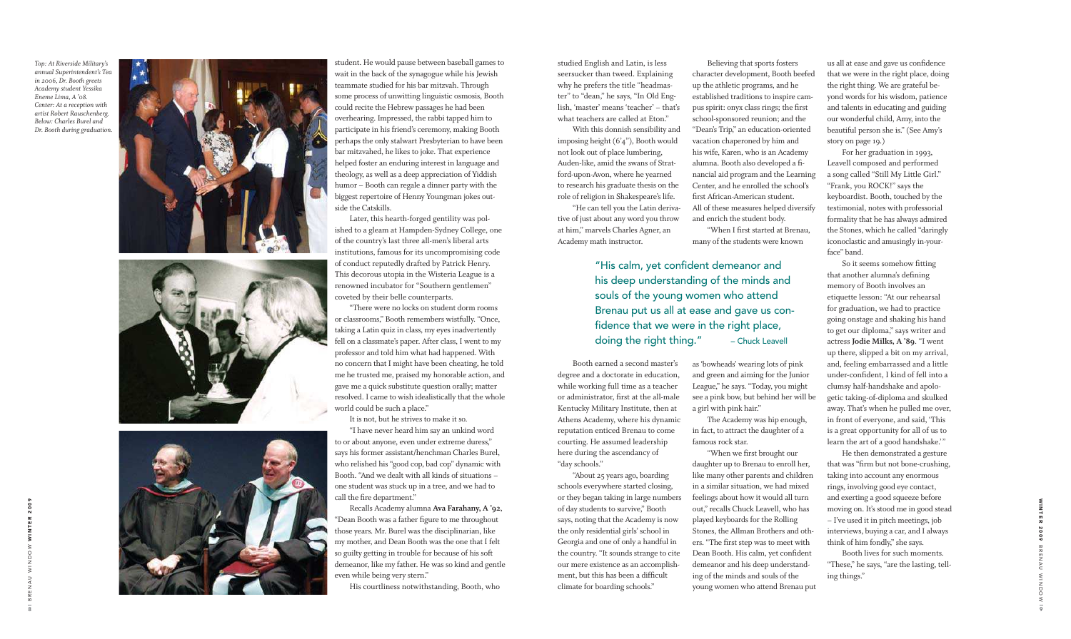*Top: At Riverside Military's annual Superintendent's Tea in 2006, Dr. Booth greets Academy student Yessika Eneme Lima, A '08. Center: At a reception with artist Robert Rauschenberg. Below: Charles Burel and Dr. Booth during graduation.*

student. He would pause between baseball games to wait in the back of the synagogue while his Jewish teammate studied for his bar mitzvah. Through some process of unwitting linguistic osmosis, Booth could recite the Hebrew passages he had been overhearing. Impressed, the rabbi tapped him to participate in his friend's ceremony, making Booth perhaps the only stalwart Presbyterian to have been bar mitzvahed, he likes to joke. That experience helped foster an enduring interest in language and theology, as well as a deep appreciation of Yiddish humor – Booth can regale a dinner party with the biggest repertoire of Henny Youngman jokes outside the Catskills.

Later, this hearth-forged gentility was polished to a gleam at Hampden-Sydney College, one of the country's last three all-men's liberal arts institutions, famous for its uncompromising code of conduct reputedly drafted by Patrick Henry. This decorous utopia in the Wisteria League is a renowned incubator for "Southern gentlemen" coveted by their belle counterparts.

"There were no locks on student dorm rooms or classrooms," Booth remembers wistfully. "Once, taking a Latin quiz in class, my eyes inadvertently fell on a classmate's paper. After class, I went to my professor and told him what had happened. With no concern that I might have been cheating, he told me he trusted me, praised my honorable action, and gave me a quick substitute question orally; matter resolved. I came to wish idealistically that the whole world could be such a place."

It is not, but he strives to make it so.

"I have never heard him say an unkind word to or about anyone, even under extreme duress," says his former assistant/henchman Charles Burel, who relished his "good cop, bad cop" dynamic with Booth. "And we dealt with all kinds of situations – one student was stuck up in a tree, and we had to call the fire department."

Recalls Academy alumna **Ava Farahany, A '92**, "Dean Booth was a father figure to me throughout those years. Mr. Burel was the disciplinarian, like my mother, and Dean Booth was the one that I felt so guilty getting in trouble for because of his soft demeanor, like my father. He was so kind and gentle even while being very stern."

His courtliness notwithstanding, Booth, who studied English and Latin, is less seersucker than tweed. Explaining why he prefers the title "headmaster" to "dean," he says, "In Old English, 'master' means 'teacher' – that's what teachers are called at Eton."

With this donnish sensibility and imposing height (6'4"), Booth would not look out of place lumbering, Auden-like, amid the swans of Stratford-upon-Avon, where he yearned to research his graduate thesis on the role of religion in Shakespeare's life.

"He can tell you the Latin derivative of just about any word you throw at him," marvels Charles Agner, an Academy math instructor.

Believing that sports fosters character development, Booth beefed up the athletic programs, and he established traditions to inspire campus spirit: onyx class rings; the first school-sponsored reunion; and the "Dean's Trip," an education-oriented vacation chaperoned by him and his wife, Karen, who is an Academy alumna. Booth also developed a financial aid program and the Learning Center, and he enrolled the school's first African-American student. All of these measures helped diversify and enrich the student body.

"When I first started at Brenau, many of the students were known as 'bowheads' wearing lots of pink and green and aiming for the Junior League," he says. "Today, you might see a pink bow, but behind her will be a girl with pink hair."

> "His calm, yet confident demeanor and his deep understanding of the minds and souls of the young women who attend Brenau put us all at ease and gave us confidence that we were in the right place, doing the right thing." – Chuck Leavell

Booth earned a second master's degree and a doctorate in education, while working full time as a teacher or administrator, first at the all-male Kentucky Military Institute, then at Athens Academy, where his dynamic reputation enticed Brenau to come courting. He assumed leadership here during the ascendancy of "day schools."

"About 25 years ago, boarding schools everywhere started closing, or they began taking in large numbers of day students to survive," Booth says, noting that the Academy is now the only residential girls' school in Georgia and one of only a handful in the country. "It sounds strange to cite our mere existence as an accomplishment, but this has been a difficult climate for boarding schools."

The Academy was hip enough, in fact, to attract the daughter of a famous rock star.

"When we first brought our daughter up to Brenau to enroll her, like many other parents and children in a similar situation, we had mixed feelings about how it would all turn out," recalls Chuck Leavell, who has played keyboards for the Rolling Stones, the Allman Brothers and others. "The first step was to meet with Dean Booth. His calm, yet confident demeanor and his deep understanding of the minds and souls of the young women who attend Brenau put us all at ease and gave us confidence that we were in the right place, doing the right thing. We are grateful beyond words for his wisdom, patience and talents in educating and guiding our wonderful child, Amy, into the beautiful person she is." (See Amy's story on page 19.)

For her graduation in 1993, Leavell composed and performed a song called "Still My Little Girl." "Frank, you ROCK!" says the keyboardist. Booth, touched by the testimonial, notes with professorial formality that he has always admired the Stones, which he called "daringly iconoclastic and amusingly in-your-face" band.

So it seems somehow fitting that another alumna's defining memory of Booth involves an etiquette lesson: "At our rehearsal for graduation, we had to practice going onstage and shaking his hand to get our diploma," says writer and actress **Jodie Milks, A '89**. "I went up there, slipped a bit on my arrival, and, feeling embarrassed and a little under-confident, I kind of fell into a clumsy half-handshake and apologetic taking-of-diploma and skulked away. That's when he pulled me over, in front of everyone, and said, 'This is a great opportunity for all of us to learn the art of a good handshake.'"

He then demonstrated a gesture that was "firm but not bone-crushing, taking into account any enormous rings, involving good eye contact, and exerting a good squeeze before moving on. It's stood me in good stead – I've used it in pitch meetings, job interviews, buying a car, and I always think of him fondly," she says.

Booth lives for such moments. "These," he says, "are the lasting, telling things."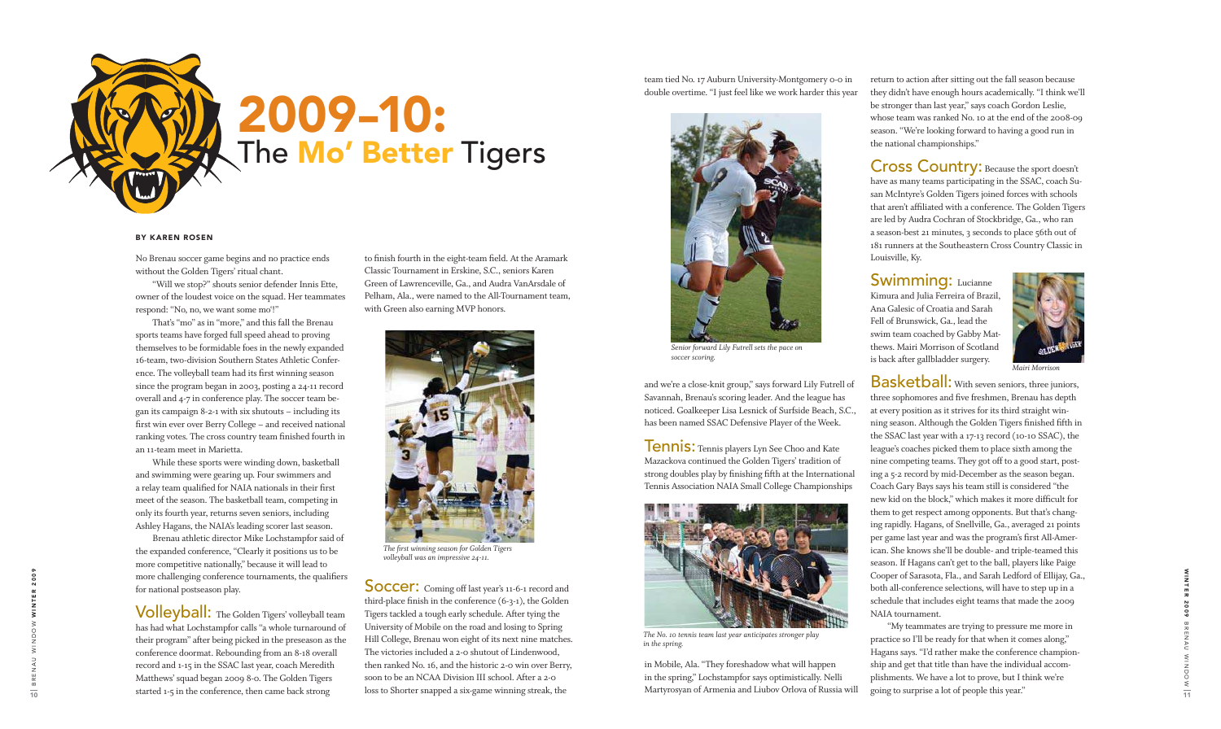# 2009–10: The Mo' Better Tigers

**BY KAREN ROSEN**

No Brenau soccer game begins and no practice ends without the Golden Tigers' ritual chant.

"Will we stop?" shouts senior defender Innis Ette, owner of the loudest voice on the squad. Her teammates respond: "No, no, we want some mo'!"

That's "mo" as in "more," and this fall the Brenau sports teams have forged full speed ahead to proving themselves to be formidable foes in the newly expanded 16-team, two-division Southern States Athletic Conference. The volleyball team had its first winning season since the program began in 2003, posting a 24-11 record overall and 4-7 in conference play. The soccer team began its campaign 8-2-1 with six shutouts – including its first win ever over Berry College – and received national ranking votes. The cross country team finished fourth in an 11-team meet in Marietta.

While these sports were winding down, basketball and swimming were gearing up. Four swimmers and a relay team qualified for NAIA nationals in their first meet of the season. The basketball team, competing in only its fourth year, returns seven seniors, including Ashley Hagans, the NAIA's leading scorer last season.

Brenau athletic director Mike Lochstampfor said of the expanded conference, "Clearly it positions us to be more competitive nationally," because it will lead to more challenging conference tournaments, the qualifiers for national postseason play.

## Volleyball:

The Golden Tigers' volleyball team has had what Lochstampfor calls "a whole turnaround of their program" after being picked in the preseason as the conference doormat. Rebounding from an 8-18 overall record and 1-15 in the SSAC last year, coach Meredith Matthews' squad began 2009 8-0. The Golden Tigers started 1-5 in the conference, then came back strong to finish fourth in the eight-team field. At the Aramark Classic Tournament in Erskine, S.C., seniors Karen Green of Lawrenceville, Ga., and Audra VanArsdale of Pelham, Ala., were named to the All-Tournament team, with Green also earning MVP honors.

*The first winning season for Golden Tigers volleyball was an impressive 24-11.*

## Soccer:

Coming off last year's 11-6-1 record and third-place finish in the conference (6-3-1), the Golden Tigers tackled a tough early schedule. After tying the University of Mobile on the road and losing to Spring Hill College, Brenau won eight of its next nine matches. The victories included a 2-0 shutout of Lindenwood, then ranked No. 16, and the historic 2-0 win over Berry, soon to be an NCAA Division III school. After a 2-0 loss to Shorter snapped a six-game winning streak, the team tied No. 17 Auburn University-Montgomery 0-0 in double overtime. "I just feel like we work harder this year and we're a close-knit group," says forward Lily Futrell of Savannah, Brenau's scoring leader. And the league has noticed. Goalkeeper Lisa Lesnick of Surfside Beach, S.C., has been named SSAC Defensive Player of the Week.

*Senior forward Lily Futrell sets the pace on soccer scoring.*

## Tennis:

Tennis players Lyn See Choo and Kate Mazackova continued the Golden Tigers' tradition of strong doubles play by finishing fifth at the International Tennis Association NAIA Small College Championships in Mobile, Ala. "They foreshadow what will happen in the spring," Lochstampfor says optimistically. Nelli Martyrosyan of Armenia and Liubov Orlova of Russia will return to action after sitting out the fall season because they didn't have enough hours academically. "I think we'll be stronger than last year," says coach Gordon Leslie, whose team was ranked No. 10 at the end of the 2008-09 season. "We're looking forward to having a good run in the national championships."

*The No. 10 tennis team last year anticipates stronger play in the spring.*

## Cross Country:

Because the sport doesn't have as many teams participating in the SSAC, coach Susan McIntyre's Golden Tigers joined forces with schools that aren't affiliated with a conference. The Golden Tigers are led by Audra Cochran of Stockbridge, Ga., who ran a season-best 21 minutes, 3 seconds to place 56th out of 181 runners at the Southeastern Cross Country Classic in Louisville, Ky.

## Swimming:

Lucianne Kimura and Julia Ferreira of Brazil, Ana Galesic of Croatia and Sarah Fell of Brunswick, Ga., lead the swim team coached by Gabby Matthews. Mairi Morrison of Scotland is back after gallbladder surgery.

*Mairi Morrison*

## Basketball:

With seven seniors, three juniors, three sophomores and five freshmen, Brenau has depth at every position as it strives for its third straight winning season. Although the Golden Tigers finished fifth in the SSAC last year with a 17-13 record (10-10 SSAC), the league's coaches picked them to place sixth among the nine competing teams. They got off to a good start, posting a 5-2 record by mid-December as the season began. Coach Gary Bays says his team still is considered "the new kid on the block," which makes it more difficult for them to get respect among opponents. But that's changing rapidly. Hagans, of Snellville, Ga., averaged 21 points per game last year and was the program's first All-American. She knows she'll be double- and triple-teamed this season. If Hagans can't get to the ball, players like Paige Cooper of Sarasota, Fla., and Sarah Ledford of Ellijay, Ga., both all-conference selections, will have to step up in a schedule that includes eight teams that made the 2009 NAIA tournament.

"My teammates are trying to pressure me more in practice so I'll be ready for that when it comes along," Hagans says. "I'd rather make the conference championship and get that title than have the individual accomplishments. We have a lot to prove, but I think we're going to surprise a lot of people this year."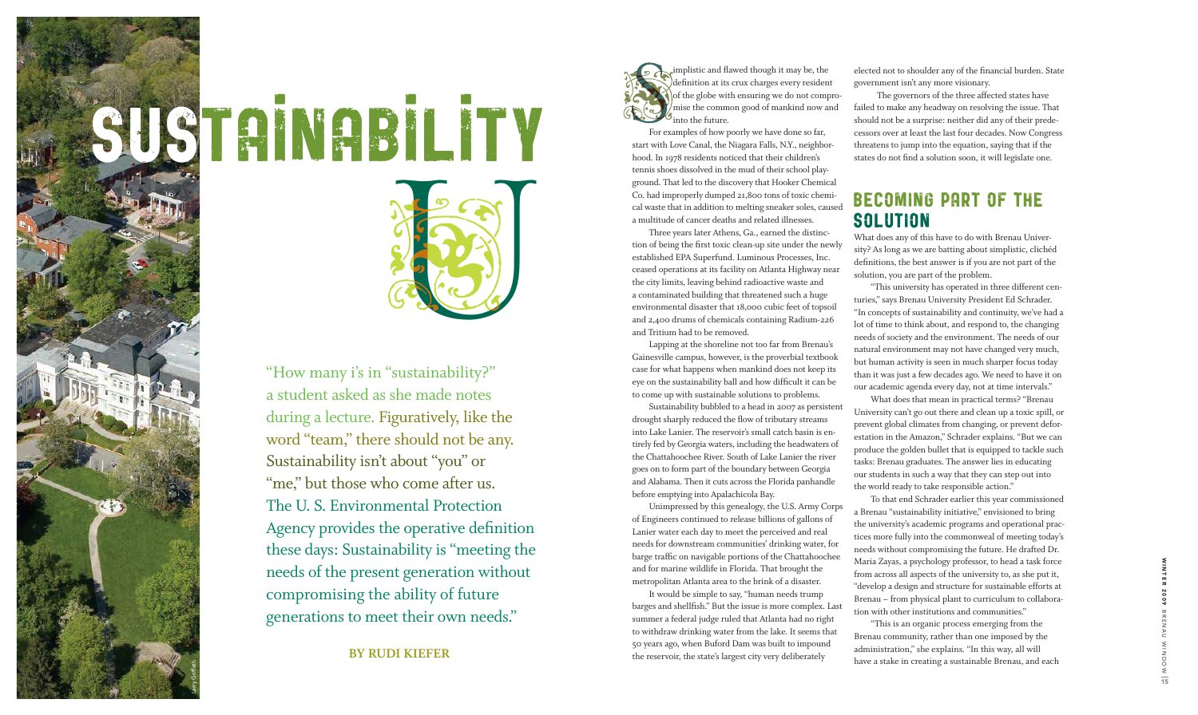# SUSTAINABILITY U

"How many i's in "sustainability?" a student asked as she made notes during a lecture. Figuratively, like the word "team," there should not be any. Sustainability isn't about "you" or "me," but those who come after us. The U. S. Environmental Protection Agency provides the operative definition these days: Sustainability is "meeting the needs of the present generation without compromising the ability of future generations to meet their own needs."

**BY RUDI KIEFER**

Simplistic and flawed though it may be, the definition at its crux charges every resident of the globe with ensuring we do not compromise the common good of mankind now and into the future.

For examples of how poorly we have done so far, start with Love Canal, the Niagara Falls, N.Y., neighborhood. In 1978 residents noticed that their children's tennis shoes dissolved in the mud of their school playground. That led to the discovery that Hooker Chemical Co. had improperly dumped 21,800 tons of toxic chemical waste that in addition to melting sneaker soles, caused a multitude of cancer deaths and related illnesses.

Three years later Athens, Ga., earned the distinction of being the first toxic clean-up site under the newly established EPA Superfund. Luminous Processes, Inc. ceased operations at its facility on Atlanta Highway near the city limits, leaving behind radioactive waste and a contaminated building that threatened such a huge environmental disaster that 18,000 cubic feet of topsoil and 2,400 drums of chemicals containing Radium-226 and Tritium had to be removed.

Lapping at the shoreline not too far from Brenau's Gainesville campus, however, is the proverbial textbook case for what happens when mankind does not keep its eye on the sustainability ball and how difficult it can be to come up with sustainable solutions to problems.

Sustainability bubbled to a head in 2007 as persistent drought sharply reduced the flow of tributary streams into Lake Lanier. The reservoir's small catch basin is entirely fed by Georgia waters, including the headwaters of the Chattahoochee River. South of Lake Lanier the river goes on to form part of the boundary between Georgia and Alabama. Then it cuts across the Florida panhandle before emptying into Apalachicola Bay.

Unimpressed by this genealogy, the U.S. Army Corps of Engineers continued to release billions of gallons of Lanier water each day to meet the perceived and real needs for downstream communities' drinking water, for barge traffic on navigable portions of the Chattahoochee and for marine wildlife in Florida. That brought the metropolitan Atlanta area to the brink of a disaster.

It would be simple to say, "human needs trump barges and shellfish." But the issue is more complex. Last summer a federal judge ruled that Atlanta had no right to withdraw drinking water from the lake. It seems that 50 years ago, when Buford Dam was built to impound the reservoir, the state's largest city very deliberately elected not to shoulder any of the financial burden. State government isn't any more visionary.

The governors of the three affected states have failed to make any headway on resolving the issue. That should not be a surprise: neither did any of their predecessors over at least the last four decades. Now Congress threatens to jump into the equation, saying that if the states do not find a solution soon, it will legislate one.

## BECOMING PART OF THE SOLUTION

What does any of this have to do with Brenau University? As long as we are batting about simplistic, clichéd definitions, the best answer is if you are not part of the solution, you are part of the problem.

"This university has operated in three different centuries," says Brenau University President Ed Schrader. "In concepts of sustainability and continuity, we've had a lot of time to think about, and respond to, the changing needs of society and the environment. The needs of our natural environment may not have changed very much, but human activity is seen in much sharper focus today than it was just a few decades ago. We need to have it on our academic agenda every day, not at time intervals."

What does that mean in practical terms? "Brenau University can't go out there and clean up a toxic spill, or prevent global climates from changing, or prevent deforestation in the Amazon," Schrader explains. "But we can produce the golden bullet that is equipped to tackle such tasks: Brenau graduates. The answer lies in educating our students in such a way that they can step out into the world ready to take responsible action."

To that end Schrader earlier this year commissioned a Brenau "sustainability initiative," envisioned to bring the university's academic programs and operational practices more fully into the commonweal of meeting today's needs without compromising the future. He drafted Dr. Maria Zayas, a psychology professor, to head a task force from across all aspects of the university to, as she put it, "develop a design and structure for sustainable efforts at Brenau – from physical plant to curriculum to collaboration with other institutions and communities."

"This is an organic process emerging from the Brenau community, rather than one imposed by the administration," she explains. "In this way, all will have a stake in creating a sustainable Brenau, and each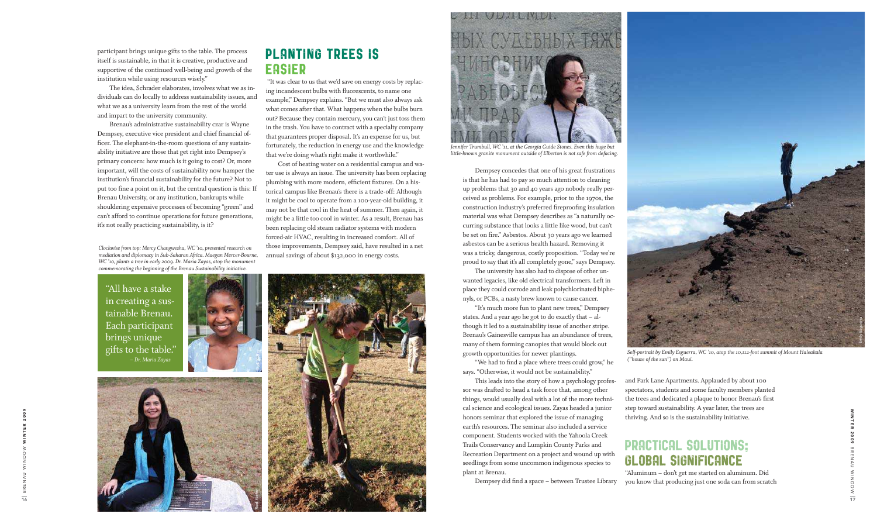participant brings unique gifts to the table. The process itself is sustainable, in that it is creative, productive and supportive of the continued well-being and growth of the institution while using resources wisely."

The idea, Schrader elaborates, involves what we as individuals can do locally to address sustainability issues, and what we as a university learn from the rest of the world and impart to the university community.

Brenau's administrative sustainability czar is Wayne Dempsey, executive vice president and chief financial officer. The elephant-in-the-room questions of any sustainability initiative are those that get right into Dempsey's primary concern: how much is it going to cost? Or, more important, will the costs of sustainability now hamper the institution's financial sustainability for the future? Not to put too fine a point on it, but the central question is this: If Brenau University, or any institution, bankrupts while shouldering expensive processes of becoming "green" and can't afford to continue operations for future generations, it's not really practicing sustainability, is it?

*Clockwise from top: Mercy Changwesha, WC '10, presented research on mediation and diplomacy in Sub-Saharan Africa. Maegan Mercer-Bourne, WC '10, plants a tree in early 2009. Dr. Maria Zayas, atop the monument commemorating the beginning of the Brenau Sustainability initiative.*

"All have a stake in creating a sustainable Brenau. Each participant brings unique gifts to the table."
– *Dr. Maria Zayas*

## PLANTING TREES IS EASIER

"It was clear to us that we'd save on energy costs by replacing incandescent bulbs with fluorescents, to name one example," Dempsey explains. "But we must also always ask what comes after that. What happens when the bulbs burn out? Because they contain mercury, you can't just toss them in the trash. You have to contract with a specialty company that guarantees proper disposal. It's an expense for us, but fortunately, the reduction in energy use and the knowledge that we're doing what's right make it worthwhile."

Cost of heating water on a residential campus and water use is always an issue. The university has been replacing plumbing with more modern, efficient fixtures. On a historical campus like Brenau's there is a trade-off: Although it might be cool to operate from a 100-year-old building, it may not be that cool in the heat of summer. Then again, it might be a little too cool in winter. As a result, Brenau has been replacing old steam radiator systems with modern forced-air HVAC, resulting in increased comfort. All of those improvements, Dempsey said, have resulted in a net annual savings of about $132,000 in energy costs.

*Jennifer Trumbull, WC '11, at the Georgia Guide Stones. Even this huge but little-known granite monument outside of Elberton is not safe from defacing.*

Dempsey concedes that one of his great frustrations is that he has had to pay so much attention to cleaning up problems that 30 and 40 years ago nobody really perceived as problems. For example, prior to the 1970s, the construction industry's preferred fireproofing insulation material was what Dempsey describes as "a naturally occurring substance that looks a little like wood, but can't be set on fire." Asbestos. About 30 years ago we learned asbestos can be a serious health hazard. Removing it was a tricky, dangerous, costly proposition. "Today we're proud to say that it's all completely gone," says Dempsey.

The university has also had to dispose of other unwanted legacies, like old electrical transformers. Left in place they could corrode and leak polychlorinated biphenyls, or PCBs, a nasty brew known to cause cancer.

"It's much more fun to plant new trees," Dempsey states. And a year ago he got to do exactly that – although it led to a sustainability issue of another stripe. Brenau's Gainesville campus has an abundance of trees, many of them forming canopies that would block out growth opportunities for newer plantings.

"We had to find a place where trees could grow," he says. "Otherwise, it would not be sustainability."

This leads into the story of how a psychology professor was drafted to head a task force that, among other things, would usually deal with a lot of the more technical science and ecological issues. Zayas headed a junior honors seminar that explored the issue of managing earth's resources. The seminar also included a service component. Students worked with the Yahoola Creek Trails Conservancy and Lumpkin County Parks and Recreation Department on a project and wound up with seedlings from some uncommon indigenous species to plant at Brenau.

Dempsey did find a space – between Trustee Library and Park Lane Apartments. Applauded by about 100 spectators, students and some faculty members planted the trees and dedicated a plaque to honor Brenau's first step toward sustainability. A year later, the trees are thriving. And so is the sustainability initiative.

*Self-portrait by Emily Esguerra, WC '10, atop the 10,112-foot summit of Mount Haleakala ("house of the sun") on Maui.*

## PRACTICAL SOLUTIONS: GLOBAL SIGNIFICANCE

"Aluminum – don't get me started on aluminum. Did you know that producing just one soda can from scratch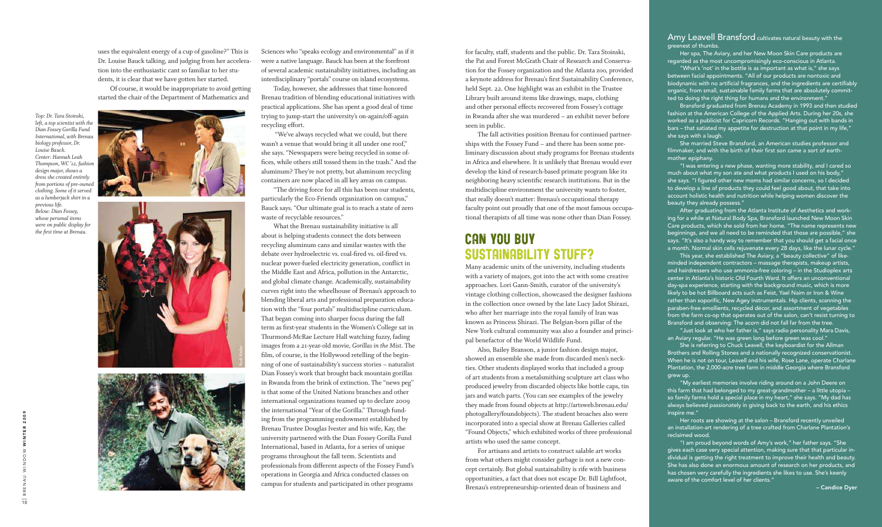uses the equivalent energy of a cup of gasoline?" This is Dr. Louise Bauck talking, and judging from her acceleration into the enthusiastic cant so familiar to her students, it is clear that we have gotten her started.

Of course, it would be inappropriate to avoid getting started the chair of the Department of Mathematics and Sciences who "speaks ecology and environmental" as if it were a native language. Bauck has been at the forefront of several academic sustainability initiatives, including an interdisciplinary "portals" course on island ecosystems.

*Top: Dr. Tara Stoinski, left, a top scientist with the Dian Fossey Gorilla Fund International, with Brenau biology professor, Dr. Louise Bauck.*
*Center: Hannah Leah Thompson, WC '12, fashion design major, shows a dress she created entirely from portions of pre-owned clothing. Some of it served as a lumberjack shirt in a previous life.*
*Below: Dian Fossey, whose personal items were on public display for the first time at Brenau.*

Today, however, she addresses that time-honored Brenau tradition of blending educational initiatives with practical applications. She has spent a good deal of time trying to jump-start the university's on-again/off-again recycling effort.

"We've always recycled what we could, but there wasn't a venue that would bring it all under one roof," she says. "Newspapers were being recycled in some offices, while others still tossed them in the trash." And the aluminum? They're not pretty, but aluminum recycling containers are now placed in all key areas on campus.

"The driving force for all this has been our students, particularly the Eco-Friends organization on campus," Bauck says. "Our ultimate goal is to reach a state of zero waste of recyclable resources."

What the Brenau sustainability initiative is all about is helping students connect the dots between recycling aluminum cans and similar wastes with the debate over hydroelectric vs. coal-fired vs. oil-fired vs. nuclear power-fueled electricity generation, conflict in the Middle East and Africa, pollution in the Antarctic, and global climate change. Academically, sustainability curves right into the wheelhouse of Brenau's approach to blending liberal arts and professional preparation education with the "four portals" multidiscipline curriculum. That began coming into sharper focus during the fall term as first-year students in the Women's College sat in Thurmond-McRae Lecture Hall watching fuzzy, fading images from a 21-year-old movie, *Gorillas in the Mist*. The film, of course, is the Hollywood retelling of the beginning of one of sustainability's success stories – naturalist Dian Fossey's work that brought back mountain gorillas in Rwanda from the brink of extinction. The "news peg" is that some of the United Nations branches and other international organizations teamed up to declare 2009 the international "Year of the Gorilla." Through funding from the programming endowment established by Brenau Trustee Douglas Ivester and his wife, Kay, the university partnered with the Dian Fossey Gorilla Fund International, based in Atlanta, for a series of unique programs throughout the fall term. Scientists and professionals from different aspects of the Fossey Fund's operations in Georgia and Africa conducted classes on campus for students and participated in other programs for faculty, staff, students and the public. Dr. Tara Stoinski, the Pat and Forest McGrath Chair of Research and Conservation for the Fossey organization and the Atlanta zoo, provided a keynote address for Brenau's first Sustainability Conference, held Sept. 22. One highlight was an exhibit in the Trustee Library built around items like drawings, maps, clothing and other personal effects recovered from Fossey's cottage in Rwanda after she was murdered – an exhibit never before seen in public.

The fall activities position Brenau for continued partnerships with the Fossey Fund – and there has been some preliminary discussion about study programs for Brenau students in Africa and elsewhere. It is unlikely that Brenau would ever develop the kind of research-based primate program like its neighboring heavy scientific research institutions. But in the multidiscipline environment the university wants to foster, that really doesn't matter: Brenau's occupational therapy faculty point out proudly that one of the most famous occupational therapists of all time was none other than Dian Fossey.

## Can You Buy Sustainability Stuff?

Many academic units of the university, including students with a variety of majors, got into the act with some creative approaches. Lori Gann-Smith, curator of the university's vintage clothing collection, showcased the designer fashions in the collection once owned by the late Lucy Jadot Shirazi, who after her marriage into the royal family of Iran was known as Princess Shirazi. The Belgian-born pillar of the New York cultural community was also a founder and principal benefactor of the World Wildlife Fund.

Also, Bailey Branson, a junior fashion design major, showed an ensemble she made from discarded men's neckties. Other students displayed works that included a group of art students from a metalsmithing sculpture art class who produced jewelry from discarded objects like bottle caps, tin jars and watch parts. (You can see examples of the jewelry they made from found objects at http://artsweb.brenau.edu/photogallery/foundobjects). The student broaches also were incorporated into a special show at Brenau Galleries called "Found Objects," which exhibited works of three professional artists who used the same concept.

For artisans and artists to construct salable art works from what others might consider garbage is not a new concept certainly. But global sustainability is rife with business opportunities, a fact that does not escape Dr. Bill Lightfoot, Brenau's entrepreneurship-oriented dean of business and

**Amy Leavell Bransford** cultivates natural beauty with the greenest of thumbs.

Her spa, The Aviary, and her New Moon Skin Care products are regarded as the most uncompromisingly eco-conscious in Atlanta.

"What's 'not' in the bottle is as important as what is," she says between facial appointments. "All of our products are nontoxic and biodynamic with no artificial fragrances, and the ingredients are certifiably organic, from small, sustainable family farms that are absolutely committed to doing the right thing for humans and the environment."

Bransford graduated from Brenau Academy in 1993 and then studied fashion at the American College of the Applied Arts. During her 20s, she worked as a publicist for Capricorn Records. "Hanging out with bands in bars – that satiated my appetite for destruction at that point in my life," she says with a laugh.

She married Steve Bransford, an American studies professor and filmmaker, and with the birth of their first son came a sort of earth-mother epiphany.

"I was entering a new phase, wanting more stability, and I cared so much about what my son ate and what products I used on his body," she says. "I figured other new moms had similar concerns, so I decided to develop a line of products they could feel good about, that take into account holistic health and nutrition while helping women discover the beauty they already possess."

After graduating from the Atlanta Institute of Aesthetics and working for a while at Natural Body Spa, Bransford launched New Moon Skin Care products, which she sold from her home. "The name represents new beginnings, and we all need to be reminded that those are possible," she says. "It's also a handy way to remember that you should get a facial once a month. Normal skin cells rejuvenate every 28 days, like the lunar cycle."

This year, she established The Aviary, a "beauty collective" of like-minded independent contractors – massage therapists, makeup artists, and hairdressers who use ammonia-free coloring – in the Studioplex arts center in Atlanta's historic Old Fourth Ward. It offers an unconventional day-spa experience, starting with the background music, which is more likely to be hot Billboard acts such as Feist, Yael Naim or Iron & Wine rather than soporific, New Agey instrumentals. Hip clients, scanning the paraben-free emollients, recycled décor, and assortment of vegetables from the farm co-op that operates out of the salon, can't resist turning to Bransford and observing: The acorn did not fall far from the tree.

"Just look at who her father is," says radio personality Mara Davis, an Aviary regular. "He was green long before green was cool."

She is referring to Chuck Leavell, the keyboardist for the Allman Brothers and Rolling Stones and a nationally recognized conservationist. When he is not on tour, Leavell and his wife, Rose Lane, operate Charlane Plantation, the 2,000-acre tree farm in middle Georgia where Bransford grew up.

"My earliest memories involve riding around on a John Deere on this farm that had belonged to my great-grandmother – a little utopia – so family farms hold a special place in my heart," she says. "My dad has always believed passionately in giving back to the earth, and his ethics inspire me."

Her roots are showing at the salon – Bransford recently unveiled an installation-art rendering of a tree crafted from Charlane Plantation's reclaimed wood.

"I am proud beyond words of Amy's work," her father says. "She gives each case very special attention, making sure that that particular individual is getting the right treatment to improve their health and beauty. She has also done an enormous amount of research on her products, and has chosen very carefully the ingredients she likes to use. She's keenly aware of the comfort level of her clients."

– Candice Dyer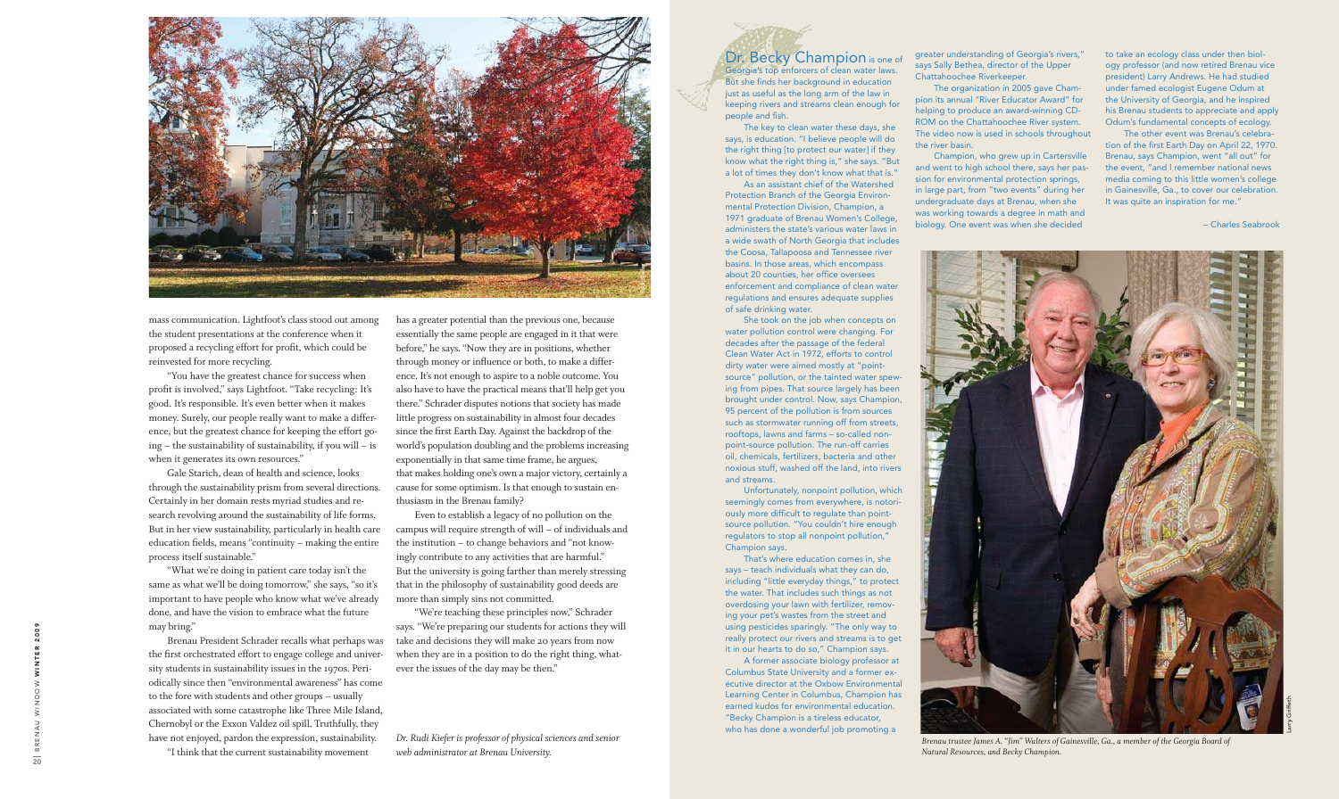mass communication. Lightfoot's class stood out among the student presentations at the conference when it proposed a recycling effort for profit, which could be reinvested for more recycling.

"You have the greatest chance for success when profit is involved," says Lightfoot. "Take recycling: It's good. It's responsible. It's even better when it makes money. Surely, our people really want to make a difference, but the greatest chance for keeping the effort going – the sustainability of sustainability, if you will – is when it generates its own resources."

Gale Starich, dean of health and science, looks through the sustainability prism from several directions. Certainly in her domain rests myriad studies and research revolving around the sustainability of life forms. But in her view sustainability, particularly in health care education fields, means "continuity – making the entire process itself sustainable."

"What we're doing in patient care today isn't the same as what we'll be doing tomorrow," she says, "so it's important to have people who know what we've already done, and have the vision to embrace what the future may bring."

Brenau President Schrader recalls what perhaps was the first orchestrated effort to engage college and university students in sustainability issues in the 1970s. Periodically since then "environmental awareness" has come to the fore with students and other groups – usually associated with some catastrophe like Three Mile Island, Chernobyl or the Exxon Valdez oil spill. Truthfully, they have not enjoyed, pardon the expression, sustainability.

"I think that the current sustainability movement has a greater potential than the previous one, because essentially the same people are engaged in it that were before," he says. "Now they are in positions, whether through money or influence or both, to make a difference. It's not enough to aspire to a noble outcome. You also have to have the practical means that'll help get you there." Schrader disputes notions that society has made little progress on sustainability in almost four decades since the first Earth Day. Against the backdrop of the world's population doubling and the problems increasing exponentially in that same time frame, he argues, that makes holding one's own a major victory, certainly a cause for some optimism. Is that enough to sustain enthusiasm in the Brenau family?

Even to establish a legacy of no pollution on the campus will require strength of will – of individuals and the institution – to change behaviors and "not knowingly contribute to any activities that are harmful." But the university is going farther than merely stressing that in the philosophy of sustainability good deeds are more than simply sins not committed.

"We're teaching these principles now," Schrader says. "We're preparing our students for actions they will take and decisions they will make 20 years from now when they are in a position to do the right thing, whatever the issues of the day may be then."

*Dr. Rudi Kiefer is professor of physical sciences and senior web administrator at Brenau University.*

**Dr. Becky Champion** is one of Georgia's top enforcers of clean water laws. But she finds her background in education just as useful as the long arm of the law in keeping rivers and streams clean enough for people and fish.

The key to clean water these days, she says, is education. "I believe people will do the right thing [to protect our water] if they know what the right thing is," she says. "But a lot of times they don't know what that is."

As an assistant chief of the Watershed Protection Branch of the Georgia Environmental Protection Division, Champion, a 1971 graduate of Brenau Women's College, administers the state's various water laws in a wide swath of North Georgia that includes the Coosa, Tallapoosa and Tennessee river basins. In those areas, which encompass about 20 counties, her office oversees enforcement and compliance of clean water regulations and ensures adequate supplies of safe drinking water.

She took on the job when concepts on water pollution control were changing. For decades after the passage of the federal Clean Water Act in 1972, efforts to control dirty water were aimed mostly at "point-source" pollution, or the tainted water spewing from pipes. That source largely has been brought under control. Now, says Champion, 95 percent of the pollution is from sources such as stormwater running off from streets, rooftops, lawns and farms – so-called nonpoint-source pollution. The run-off carries oil, chemicals, fertilizers, bacteria and other noxious stuff, washed off the land, into rivers and streams.

Unfortunately, nonpoint pollution, which seemingly comes from everywhere, is notoriously more difficult to regulate than point-source pollution. "You couldn't hire enough regulators to stop all nonpoint pollution," Champion says.

That's where education comes in, she says – teach individuals what they can do, including "little everyday things," to protect the water. That includes such things as not overdosing your lawn with fertilizer, removing your pet's wastes from the street and using pesticides sparingly. "The only way to really protect our rivers and streams is to get it in our hearts to do so," Champion says.

A former associate biology professor at Columbus State University and a former executive director at the Oxbow Environmental Learning Center in Columbus, Champion has earned kudos for environmental education. "Becky Champion is a tireless educator, who has done a wonderful job promoting a greater understanding of Georgia's rivers," says Sally Bethea, director of the Upper Chattahoochee Riverkeeper.

The organization in 2005 gave Champion its annual "River Educator Award" for helping to produce an award-winning CD-ROM on the Chattahoochee River system. The video now is used in schools throughout the river basin.

Champion, who grew up in Cartersville and went to high school there, says her passion for environmental protection springs, in large part, from "two events" during her undergraduate days at Brenau, when she was working towards a degree in math and biology. One event was when she decided to take an ecology class under then biology professor (and now retired Brenau vice president) Larry Andrews. He had studied under famed ecologist Eugene Odum at the University of Georgia, and he inspired his Brenau students to appreciate and apply Odum's fundamental concepts of ecology.

The other event was Brenau's celebration of the first Earth Day on April 22, 1970. Brenau, says Champion, went "all out" for the event, "and I remember national news media coming to this little women's college in Gainesville, Ga., to cover our celebration. It was quite an inspiration for me."

– Charles Seabrook

*Brenau trustee James A. "Jim" Walters of Gainesville, Ga., a member of the Georgia Board of Natural Resources, and Becky Champion.*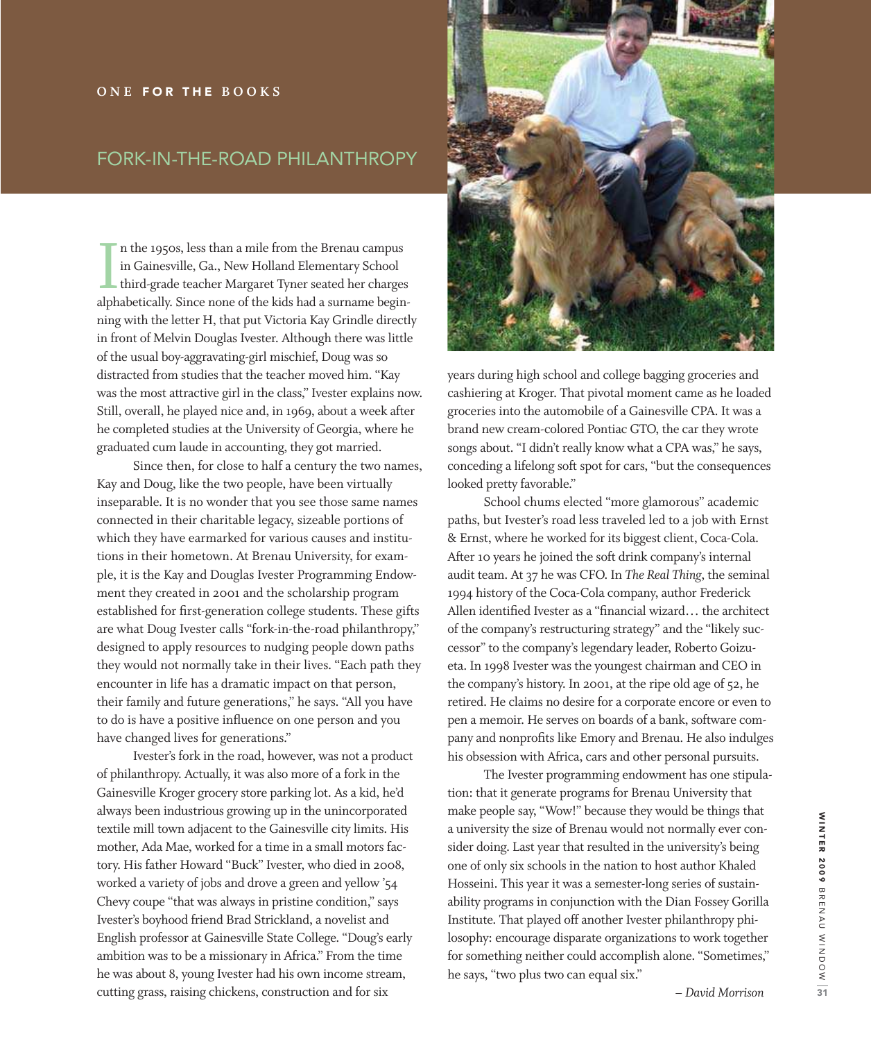ONE **FOR THE** BOOKS

## FORK-IN-THE-ROAD PHILANTHROPY

In the 1950s, less than a mile from the Brenau campus in Gainesville, Ga., New Holland Elementary School third-grade teacher Margaret Tyner seated her charges alphabetically. Since none of the kids had a surname beginning with the letter H, that put Victoria Kay Grindle directly in front of Melvin Douglas Ivester. Although there was little of the usual boy-aggravating-girl mischief, Doug was so distracted from studies that the teacher moved him. "Kay was the most attractive girl in the class," Ivester explains now. Still, overall, he played nice and, in 1969, about a week after he completed studies at the University of Georgia, where he graduated cum laude in accounting, they got married.

Since then, for close to half a century the two names, Kay and Doug, like the two people, have been virtually inseparable. It is no wonder that you see those same names connected in their charitable legacy, sizeable portions of which they have earmarked for various causes and institutions in their hometown. At Brenau University, for example, it is the Kay and Douglas Ivester Programming Endowment they created in 2001 and the scholarship program established for first-generation college students. These gifts are what Doug Ivester calls "fork-in-the-road philanthropy," designed to apply resources to nudging people down paths they would not normally take in their lives. "Each path they encounter in life has a dramatic impact on that person, their family and future generations," he says. "All you have to do is have a positive influence on one person and you have changed lives for generations."

Ivester's fork in the road, however, was not a product of philanthropy. Actually, it was also more of a fork in the Gainesville Kroger grocery store parking lot. As a kid, he'd always been industrious growing up in the unincorporated textile mill town adjacent to the Gainesville city limits. His mother, Ada Mae, worked for a time in a small motors factory. His father Howard "Buck" Ivester, who died in 2008, worked a variety of jobs and drove a green and yellow '54 Chevy coupe "that was always in pristine condition," says Ivester's boyhood friend Brad Strickland, a novelist and English professor at Gainesville State College. "Doug's early ambition was to be a missionary in Africa." From the time he was about 8, young Ivester had his own income stream, cutting grass, raising chickens, construction and for six years during high school and college bagging groceries and cashiering at Kroger. That pivotal moment came as he loaded groceries into the automobile of a Gainesville CPA. It was a brand new cream-colored Pontiac GTO, the car they wrote songs about. "I didn't really know what a CPA was," he says, conceding a lifelong soft spot for cars, "but the consequences looked pretty favorable."

School chums elected "more glamorous" academic paths, but Ivester's road less traveled led to a job with Ernst & Ernst, where he worked for its biggest client, Coca-Cola. After 10 years he joined the soft drink company's internal audit team. At 37 he was CFO. In *The Real Thing*, the seminal 1994 history of the Coca-Cola company, author Frederick Allen identified Ivester as a "financial wizard… the architect of the company's restructuring strategy" and the "likely successor" to the company's legendary leader, Roberto Goizueta. In 1998 Ivester was the youngest chairman and CEO in the company's history. In 2001, at the ripe old age of 52, he retired. He claims no desire for a corporate encore or even to pen a memoir. He serves on boards of a bank, software company and nonprofits like Emory and Brenau. He also indulges his obsession with Africa, cars and other personal pursuits.

The Ivester programming endowment has one stipulation: that it generate programs for Brenau University that make people say, "Wow!" because they would be things that a university the size of Brenau would not normally ever consider doing. Last year that resulted in the university's being one of only six schools in the nation to host author Khaled Hosseini. This year it was a semester-long series of sustainability programs in conjunction with the Dian Fossey Gorilla Institute. That played off another Ivester philanthropy philosophy: encourage disparate organizations to work together for something neither could accomplish alone. "Sometimes," he says, "two plus two can equal six."

*– David Morrison*